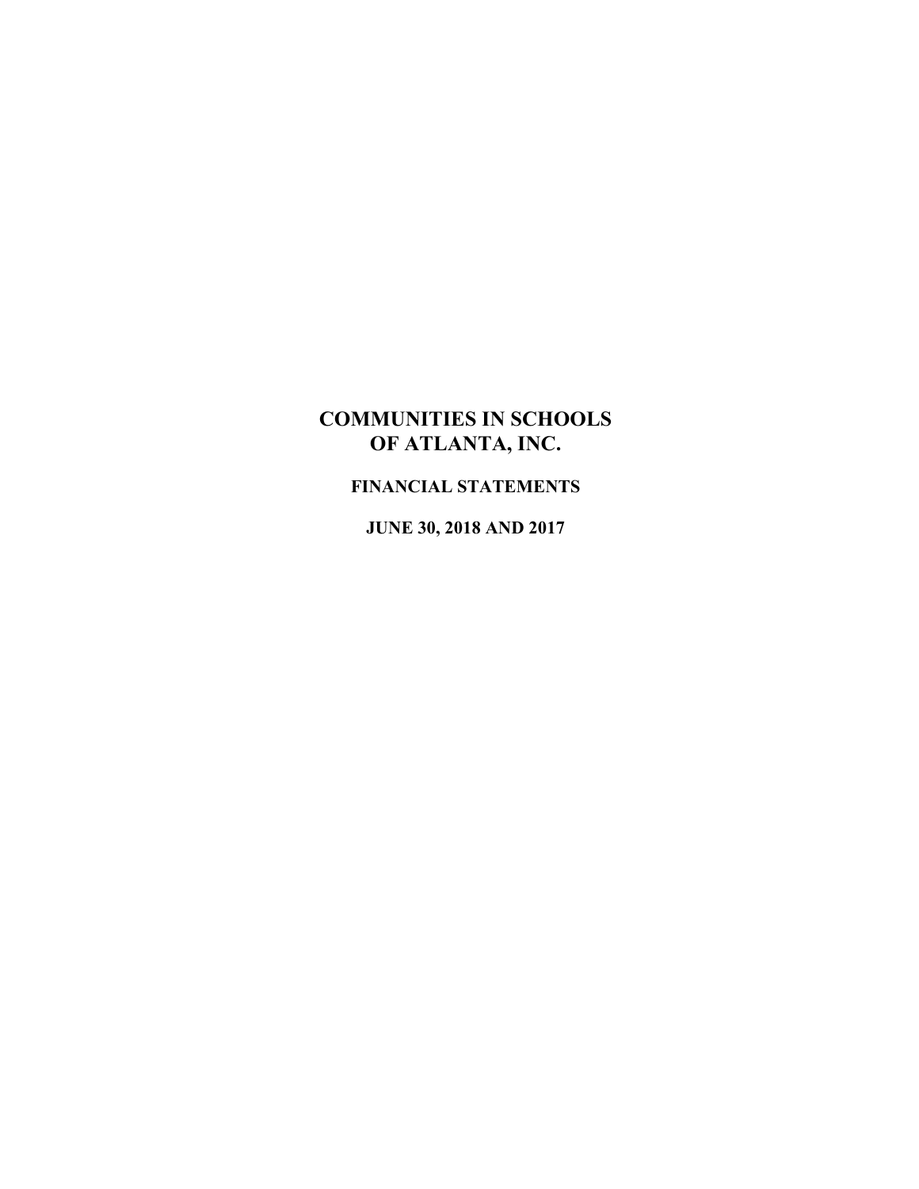# COMMUNITIES IN SCHOOLS OF ATLANTA, INC.

## FINANCIAL STATEMENTS

## JUNE 30, 2018 AND 2017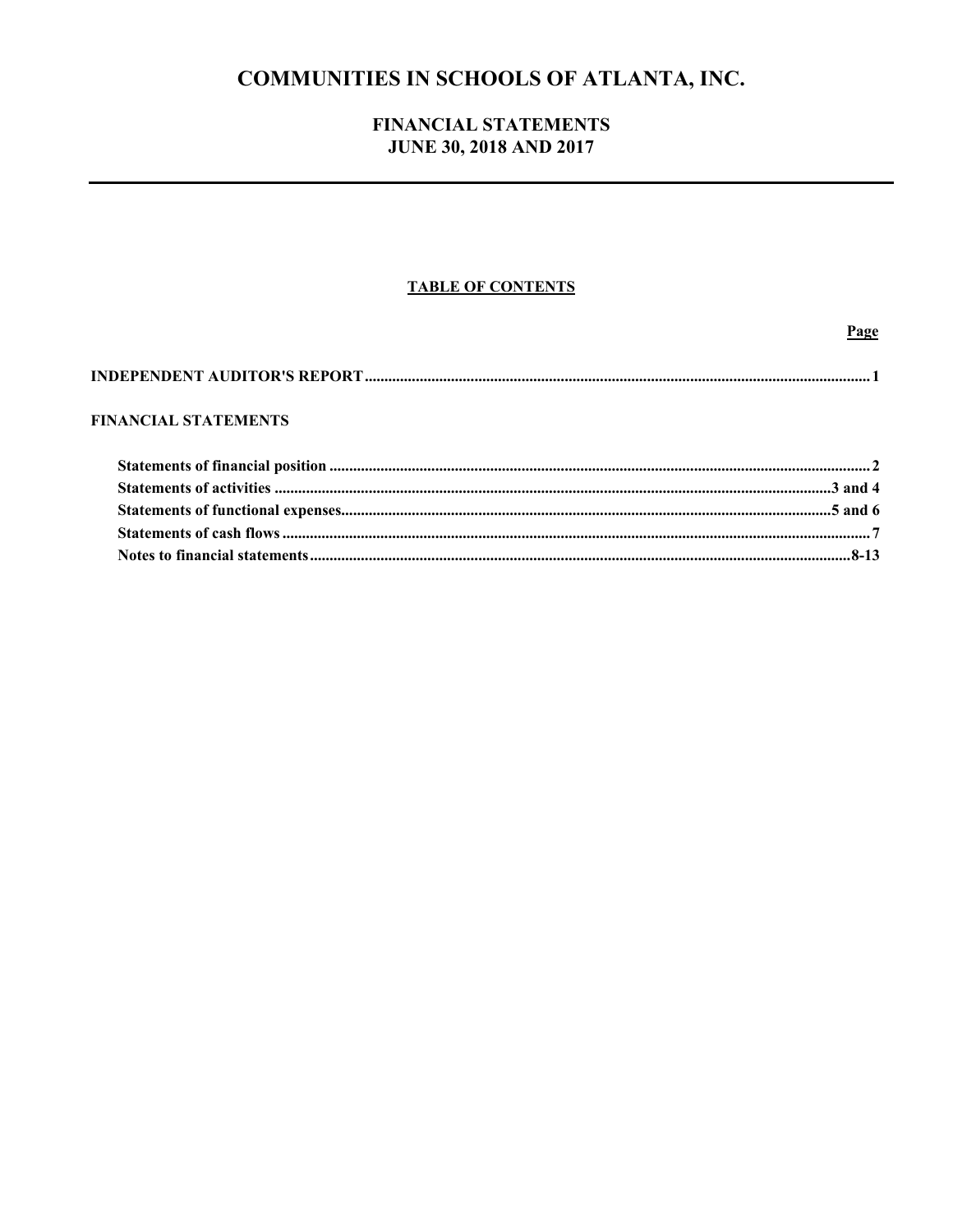# COMMUNITIES IN SCHOOLS OF ATLANTA, INC.

## FINANCIAL STATEMENTS
## JUNE 30, 2018 AND 2017

### TABLE OF CONTENTS

| | Page |
|---|---|
| **INDEPENDENT AUDITOR'S REPORT** | 1 |
| **FINANCIAL STATEMENTS** | |
| Statements of financial position | 2 |
| Statements of activities | 3 and 4 |
| Statements of functional expenses | 5 and 6 |
| Statements of cash flows | 7 |
| Notes to financial statements | 8-13 |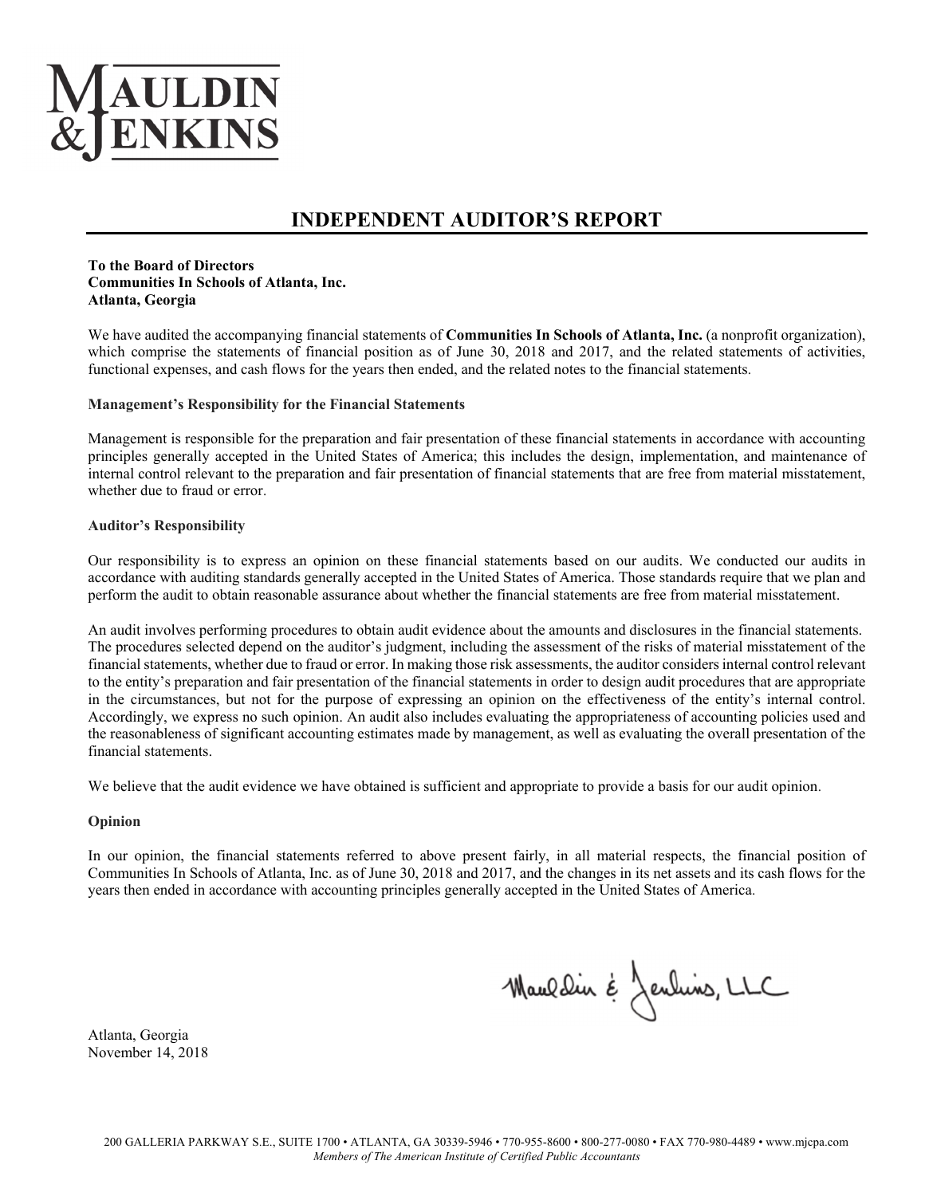# MAULDIN & JENKINS

## INDEPENDENT AUDITOR'S REPORT

**To the Board of Directors**
**Communities In Schools of Atlanta, Inc.**
**Atlanta, Georgia**

We have audited the accompanying financial statements of **Communities In Schools of Atlanta, Inc.** (a nonprofit organization), which comprise the statements of financial position as of June 30, 2018 and 2017, and the related statements of activities, functional expenses, and cash flows for the years then ended, and the related notes to the financial statements.

**Management's Responsibility for the Financial Statements**

Management is responsible for the preparation and fair presentation of these financial statements in accordance with accounting principles generally accepted in the United States of America; this includes the design, implementation, and maintenance of internal control relevant to the preparation and fair presentation of financial statements that are free from material misstatement, whether due to fraud or error.

**Auditor's Responsibility**

Our responsibility is to express an opinion on these financial statements based on our audits. We conducted our audits in accordance with auditing standards generally accepted in the United States of America. Those standards require that we plan and perform the audit to obtain reasonable assurance about whether the financial statements are free from material misstatement.

An audit involves performing procedures to obtain audit evidence about the amounts and disclosures in the financial statements. The procedures selected depend on the auditor's judgment, including the assessment of the risks of material misstatement of the financial statements, whether due to fraud or error. In making those risk assessments, the auditor considers internal control relevant to the entity's preparation and fair presentation of the financial statements in order to design audit procedures that are appropriate in the circumstances, but not for the purpose of expressing an opinion on the effectiveness of the entity's internal control. Accordingly, we express no such opinion. An audit also includes evaluating the appropriateness of accounting policies used and the reasonableness of significant accounting estimates made by management, as well as evaluating the overall presentation of the financial statements.

We believe that the audit evidence we have obtained is sufficient and appropriate to provide a basis for our audit opinion.

**Opinion**

In our opinion, the financial statements referred to above present fairly, in all material respects, the financial position of Communities In Schools of Atlanta, Inc. as of June 30, 2018 and 2017, and the changes in its net assets and its cash flows for the years then ended in accordance with accounting principles generally accepted in the United States of America.

Mauldin & Jenkins, LLC

Atlanta, Georgia
November 14, 2018

200 GALLERIA PARKWAY S.E., SUITE 1700 • ATLANTA, GA 30339-5946 • 770-955-8600 • 800-277-0080 • FAX 770-980-4489 • www.mjcpa.com
*Members of The American Institute of Certified Public Accountants*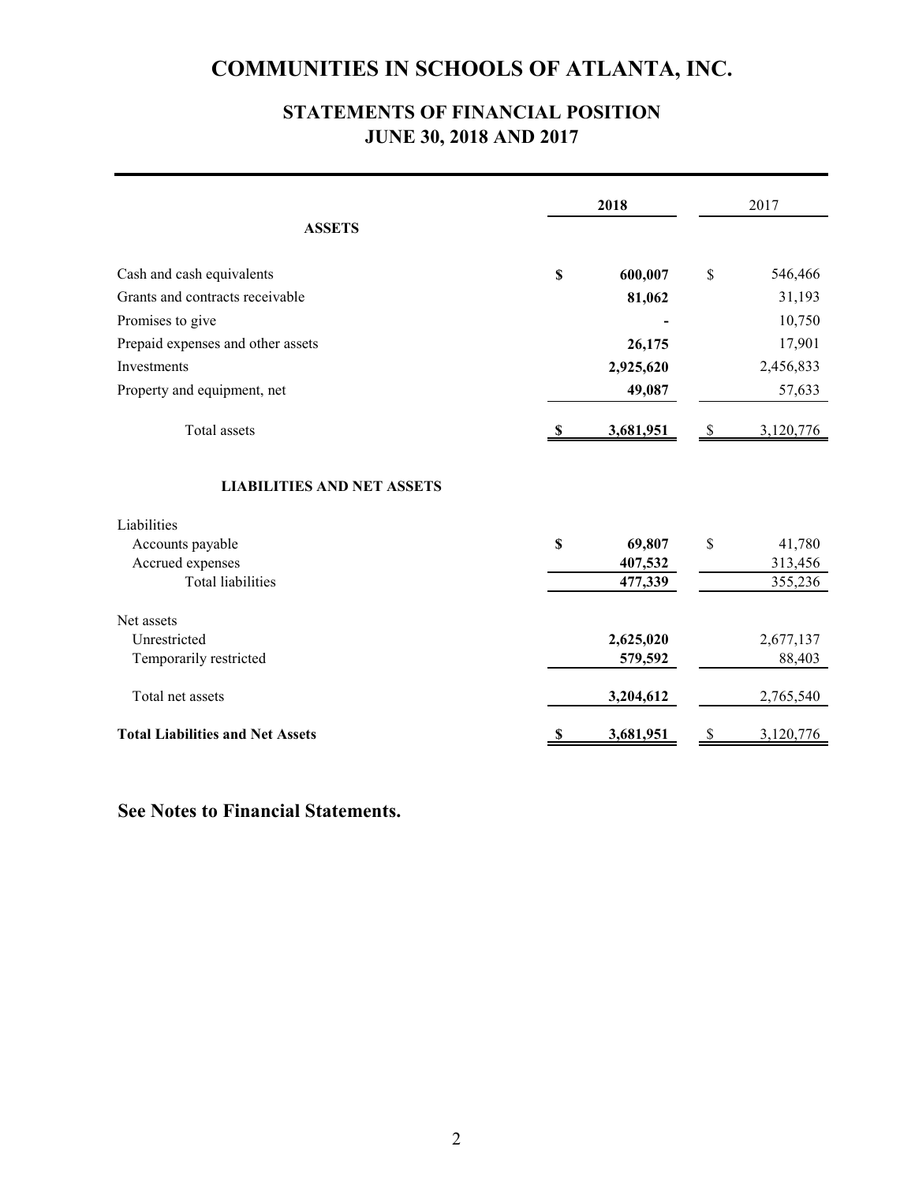# COMMUNITIES IN SCHOOLS OF ATLANTA, INC.

## STATEMENTS OF FINANCIAL POSITION
## JUNE 30, 2018 AND 2017

| | 2018 | 2017 |
|---|---|---|
| **ASSETS** | | |
| Cash and cash equivalents | **$ 600,007** | $ 546,466 |
| Grants and contracts receivable | **81,062** | 31,193 |
| Promises to give | **-** | 10,750 |
| Prepaid expenses and other assets | **26,175** | 17,901 |
| Investments | **2,925,620** | 2,456,833 |
| Property and equipment, net | **49,087** | 57,633 |
| Total assets | **$ 3,681,951** | $ 3,120,776 |
| **LIABILITIES AND NET ASSETS** | | |
| Liabilities | | |
| Accounts payable | **$ 69,807** | $ 41,780 |
| Accrued expenses | **407,532** | 313,456 |
| Total liabilities | **477,339** | 355,236 |
| Net assets | | |
| Unrestricted | **2,625,020** | 2,677,137 |
| Temporarily restricted | **579,592** | 88,403 |
| Total net assets | **3,204,612** | 2,765,540 |
| **Total Liabilities and Net Assets** | **$ 3,681,951** | $ 3,120,776 |

**See Notes to Financial Statements.**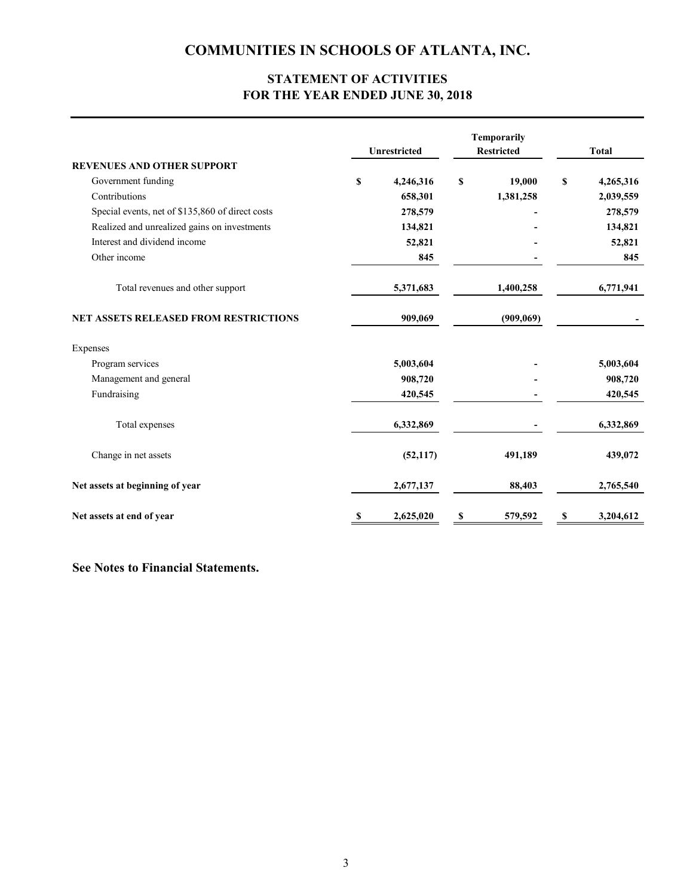# COMMUNITIES IN SCHOOLS OF ATLANTA, INC.

## STATEMENT OF ACTIVITIES
## FOR THE YEAR ENDED JUNE 30, 2018

| | Unrestricted | Temporarily Restricted | Total |
|---|---|---|---|
| **REVENUES AND OTHER SUPPORT** | | | |
| Government funding | $ 4,246,316 | $ 19,000 | $ 4,265,316 |
| Contributions | 658,301 | 1,381,258 | 2,039,559 |
| Special events, net of $135,860 of direct costs | 278,579 | - | 278,579 |
| Realized and unrealized gains on investments | 134,821 | - | 134,821 |
| Interest and dividend income | 52,821 | - | 52,821 |
| Other income | 845 | - | 845 |
| Total revenues and other support | 5,371,683 | 1,400,258 | 6,771,941 |
| **NET ASSETS RELEASED FROM RESTRICTIONS** | 909,069 | (909,069) | - |
| Expenses | | | |
| Program services | 5,003,604 | - | 5,003,604 |
| Management and general | 908,720 | - | 908,720 |
| Fundraising | 420,545 | - | 420,545 |
| Total expenses | 6,332,869 | - | 6,332,869 |
| Change in net assets | (52,117) | 491,189 | 439,072 |
| **Net assets at beginning of year** | 2,677,137 | 88,403 | 2,765,540 |
| **Net assets at end of year** | $ 2,625,020 | $ 579,592 | $ 3,204,612 |

**See Notes to Financial Statements.**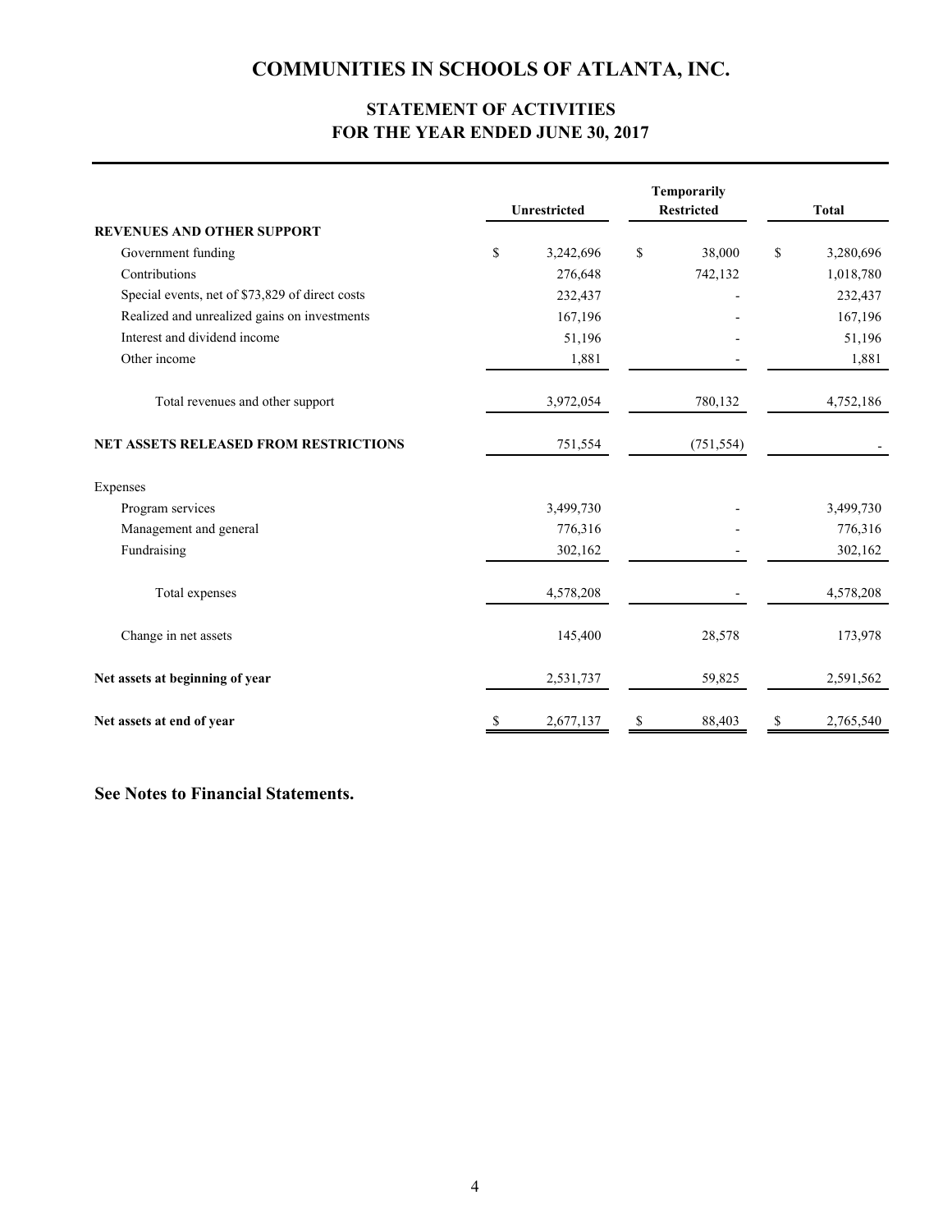# COMMUNITIES IN SCHOOLS OF ATLANTA, INC.

## STATEMENT OF ACTIVITIES
## FOR THE YEAR ENDED JUNE 30, 2017

| | Unrestricted | Temporarily Restricted | Total |
|---|---|---|---|
| **REVENUES AND OTHER SUPPORT** | | | |
| Government funding | $ 3,242,696 | $ 38,000 | $ 3,280,696 |
| Contributions | 276,648 | 742,132 | 1,018,780 |
| Special events, net of $73,829 of direct costs | 232,437 | - | 232,437 |
| Realized and unrealized gains on investments | 167,196 | - | 167,196 |
| Interest and dividend income | 51,196 | - | 51,196 |
| Other income | 1,881 | - | 1,881 |
| Total revenues and other support | 3,972,054 | 780,132 | 4,752,186 |
| **NET ASSETS RELEASED FROM RESTRICTIONS** | 751,554 | (751,554) | - |
| Expenses | | | |
| Program services | 3,499,730 | - | 3,499,730 |
| Management and general | 776,316 | - | 776,316 |
| Fundraising | 302,162 | - | 302,162 |
| Total expenses | 4,578,208 | - | 4,578,208 |
| Change in net assets | 145,400 | 28,578 | 173,978 |
| **Net assets at beginning of year** | 2,531,737 | 59,825 | 2,591,562 |
| **Net assets at end of year** | $ 2,677,137 | $ 88,403 | $ 2,765,540 |

**See Notes to Financial Statements.**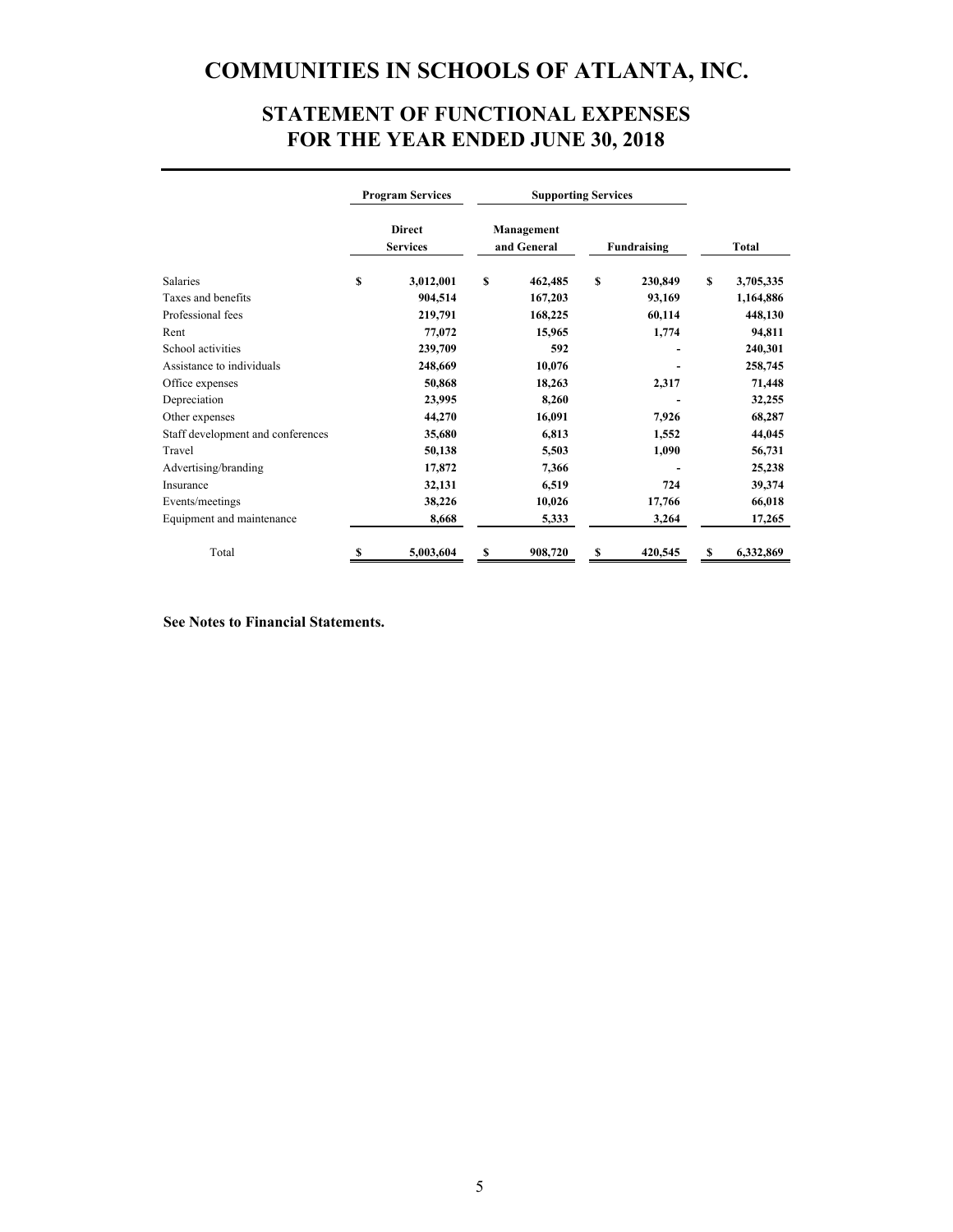# COMMUNITIES IN SCHOOLS OF ATLANTA, INC.

## STATEMENT OF FUNCTIONAL EXPENSES
## FOR THE YEAR ENDED JUNE 30, 2018

| | Program Services | Supporting Services | | |
|---|---|---|---|---|
| | Direct Services | Management and General | Fundraising | Total |
| Salaries | $ 3,012,001 | $ 462,485 | $ 230,849 | $ 3,705,335 |
| Taxes and benefits | 904,514 | 167,203 | 93,169 | 1,164,886 |
| Professional fees | 219,791 | 168,225 | 60,114 | 448,130 |
| Rent | 77,072 | 15,965 | 1,774 | 94,811 |
| School activities | 239,709 | 592 | - | 240,301 |
| Assistance to individuals | 248,669 | 10,076 | - | 258,745 |
| Office expenses | 50,868 | 18,263 | 2,317 | 71,448 |
| Depreciation | 23,995 | 8,260 | - | 32,255 |
| Other expenses | 44,270 | 16,091 | 7,926 | 68,287 |
| Staff development and conferences | 35,680 | 6,813 | 1,552 | 44,045 |
| Travel | 50,138 | 5,503 | 1,090 | 56,731 |
| Advertising/branding | 17,872 | 7,366 | - | 25,238 |
| Insurance | 32,131 | 6,519 | 724 | 39,374 |
| Events/meetings | 38,226 | 10,026 | 17,766 | 66,018 |
| Equipment and maintenance | 8,668 | 5,333 | 3,264 | 17,265 |
| Total | $ 5,003,604 | $ 908,720 | $ 420,545 | $ 6,332,869 |

**See Notes to Financial Statements.**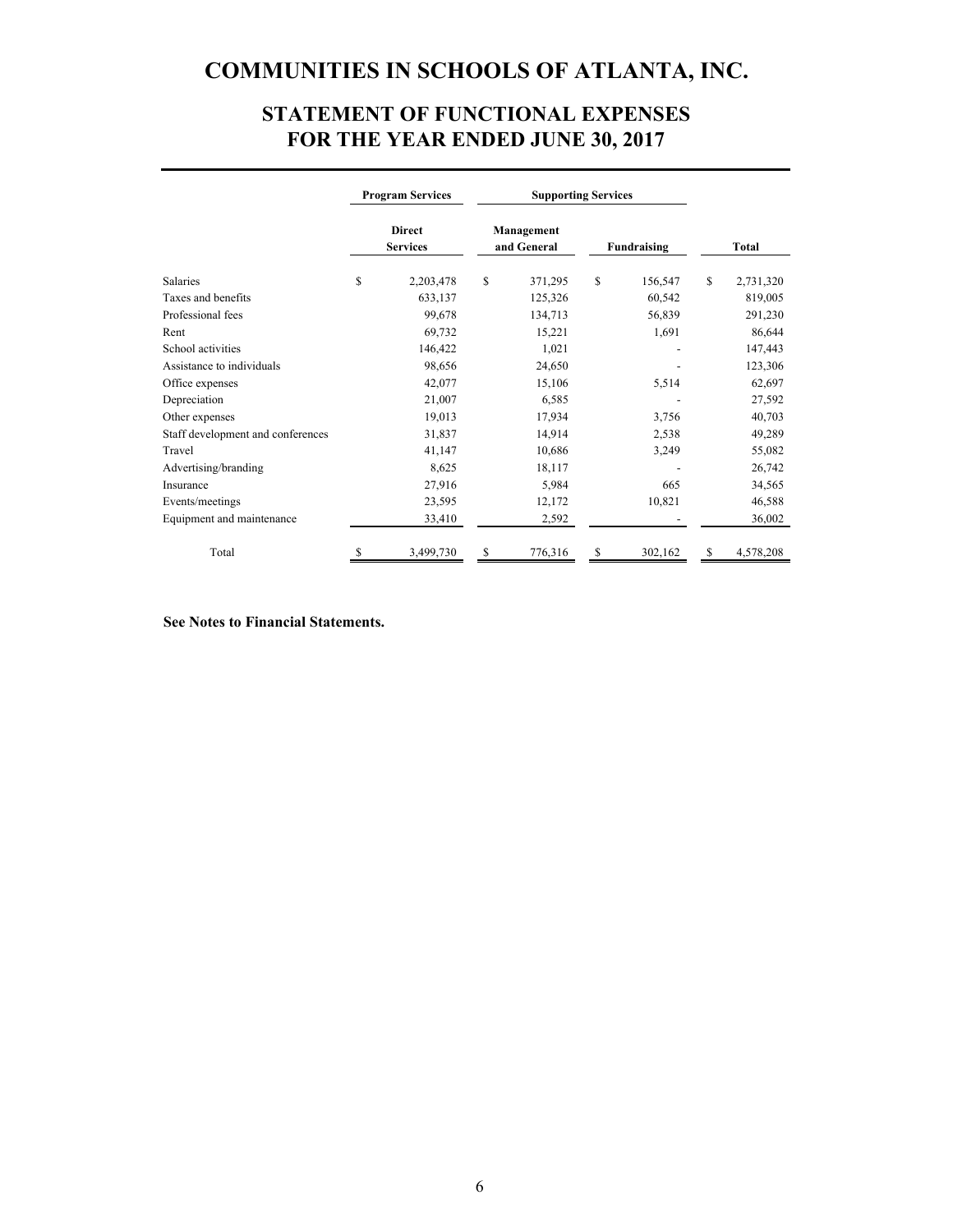# COMMUNITIES IN SCHOOLS OF ATLANTA, INC.

## STATEMENT OF FUNCTIONAL EXPENSES
## FOR THE YEAR ENDED JUNE 30, 2017

| | Program Services | Supporting Services | | |
|---|---|---|---|---|
| | Direct Services | Management and General | Fundraising | Total |
| Salaries | $ 2,203,478 | $ 371,295 | $ 156,547 | $ 2,731,320 |
| Taxes and benefits | 633,137 | 125,326 | 60,542 | 819,005 |
| Professional fees | 99,678 | 134,713 | 56,839 | 291,230 |
| Rent | 69,732 | 15,221 | 1,691 | 86,644 |
| School activities | 146,422 | 1,021 | - | 147,443 |
| Assistance to individuals | 98,656 | 24,650 | - | 123,306 |
| Office expenses | 42,077 | 15,106 | 5,514 | 62,697 |
| Depreciation | 21,007 | 6,585 | - | 27,592 |
| Other expenses | 19,013 | 17,934 | 3,756 | 40,703 |
| Staff development and conferences | 31,837 | 14,914 | 2,538 | 49,289 |
| Travel | 41,147 | 10,686 | 3,249 | 55,082 |
| Advertising/branding | 8,625 | 18,117 | - | 26,742 |
| Insurance | 27,916 | 5,984 | 665 | 34,565 |
| Events/meetings | 23,595 | 12,172 | 10,821 | 46,588 |
| Equipment and maintenance | 33,410 | 2,592 | - | 36,002 |
| Total | $ 3,499,730 | $ 776,316 | $ 302,162 | $ 4,578,208 |

**See Notes to Financial Statements.**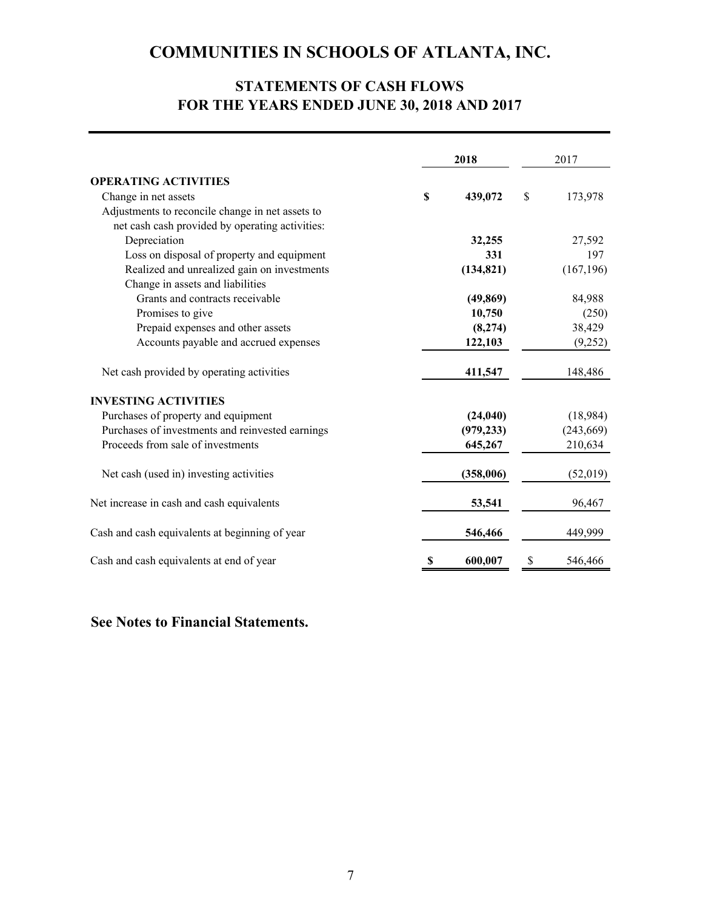# COMMUNITIES IN SCHOOLS OF ATLANTA, INC.

## STATEMENTS OF CASH FLOWS
## FOR THE YEARS ENDED JUNE 30, 2018 AND 2017

| | 2018 | 2017 |
|---|---|---|
| **OPERATING ACTIVITIES** | | |
| Change in net assets | **$ 439,072** | $ 173,978 |
| Adjustments to reconcile change in net assets to net cash cash provided by operating activities: | | |
| Depreciation | **32,255** | 27,592 |
| Loss on disposal of property and equipment | **331** | 197 |
| Realized and unrealized gain on investments | **(134,821)** | (167,196) |
| Change in assets and liabilities | | |
| Grants and contracts receivable | **(49,869)** | 84,988 |
| Promises to give | **10,750** | (250) |
| Prepaid expenses and other assets | **(8,274)** | 38,429 |
| Accounts payable and accrued expenses | **122,103** | (9,252) |
| Net cash provided by operating activities | **411,547** | 148,486 |
| **INVESTING ACTIVITIES** | | |
| Purchases of property and equipment | **(24,040)** | (18,984) |
| Purchases of investments and reinvested earnings | **(979,233)** | (243,669) |
| Proceeds from sale of investments | **645,267** | 210,634 |
| Net cash (used in) investing activities | **(358,006)** | (52,019) |
| Net increase in cash and cash equivalents | **53,541** | 96,467 |
| Cash and cash equivalents at beginning of year | **546,466** | 449,999 |
| Cash and cash equivalents at end of year | **$ 600,007** | $ 546,466 |

**See Notes to Financial Statements.**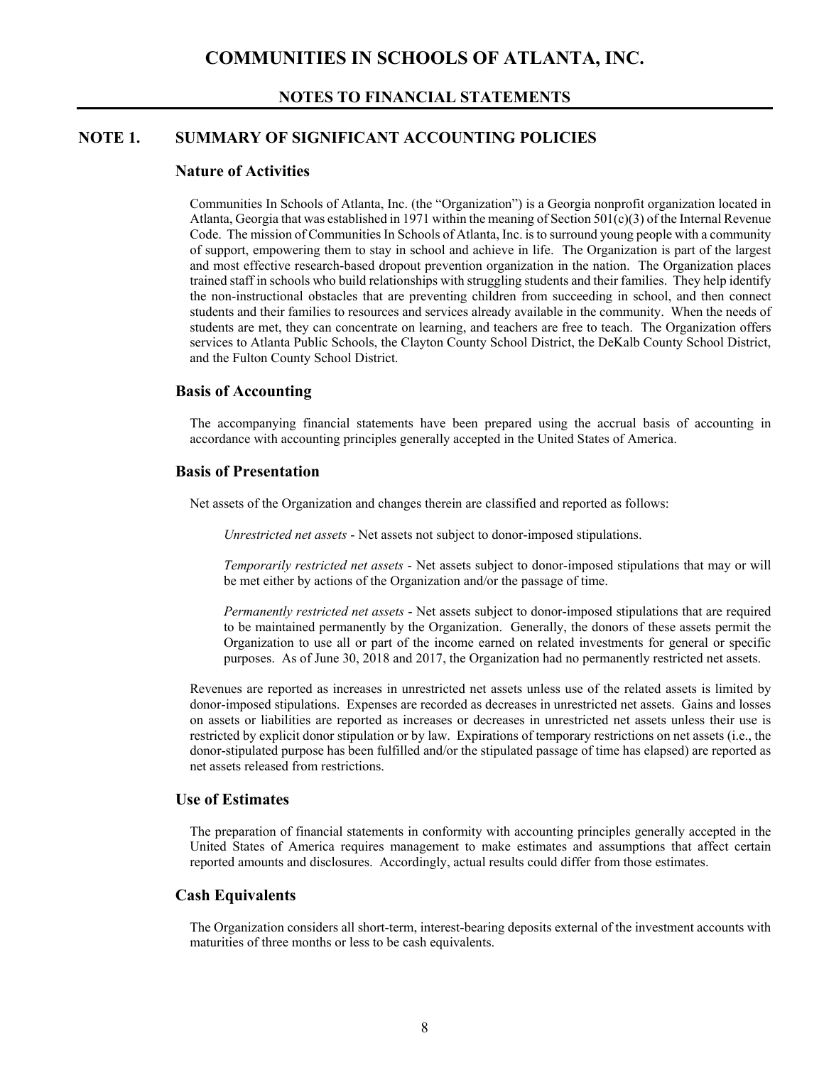# COMMUNITIES IN SCHOOLS OF ATLANTA, INC.

## NOTES TO FINANCIAL STATEMENTS

## NOTE 1. SUMMARY OF SIGNIFICANT ACCOUNTING POLICIES

### Nature of Activities

Communities In Schools of Atlanta, Inc. (the "Organization") is a Georgia nonprofit organization located in Atlanta, Georgia that was established in 1971 within the meaning of Section 501(c)(3) of the Internal Revenue Code. The mission of Communities In Schools of Atlanta, Inc. is to surround young people with a community of support, empowering them to stay in school and achieve in life. The Organization is part of the largest and most effective research-based dropout prevention organization in the nation. The Organization places trained staff in schools who build relationships with struggling students and their families. They help identify the non-instructional obstacles that are preventing children from succeeding in school, and then connect students and their families to resources and services already available in the community. When the needs of students are met, they can concentrate on learning, and teachers are free to teach. The Organization offers services to Atlanta Public Schools, the Clayton County School District, the DeKalb County School District, and the Fulton County School District.

### Basis of Accounting

The accompanying financial statements have been prepared using the accrual basis of accounting in accordance with accounting principles generally accepted in the United States of America.

### Basis of Presentation

Net assets of the Organization and changes therein are classified and reported as follows:

*Unrestricted net assets* - Net assets not subject to donor-imposed stipulations.

*Temporarily restricted net assets* - Net assets subject to donor-imposed stipulations that may or will be met either by actions of the Organization and/or the passage of time.

*Permanently restricted net assets* - Net assets subject to donor-imposed stipulations that are required to be maintained permanently by the Organization. Generally, the donors of these assets permit the Organization to use all or part of the income earned on related investments for general or specific purposes. As of June 30, 2018 and 2017, the Organization had no permanently restricted net assets.

Revenues are reported as increases in unrestricted net assets unless use of the related assets is limited by donor-imposed stipulations. Expenses are recorded as decreases in unrestricted net assets. Gains and losses on assets or liabilities are reported as increases or decreases in unrestricted net assets unless their use is restricted by explicit donor stipulation or by law. Expirations of temporary restrictions on net assets (i.e., the donor-stipulated purpose has been fulfilled and/or the stipulated passage of time has elapsed) are reported as net assets released from restrictions.

### Use of Estimates

The preparation of financial statements in conformity with accounting principles generally accepted in the United States of America requires management to make estimates and assumptions that affect certain reported amounts and disclosures. Accordingly, actual results could differ from those estimates.

### Cash Equivalents

The Organization considers all short-term, interest-bearing deposits external of the investment accounts with maturities of three months or less to be cash equivalents.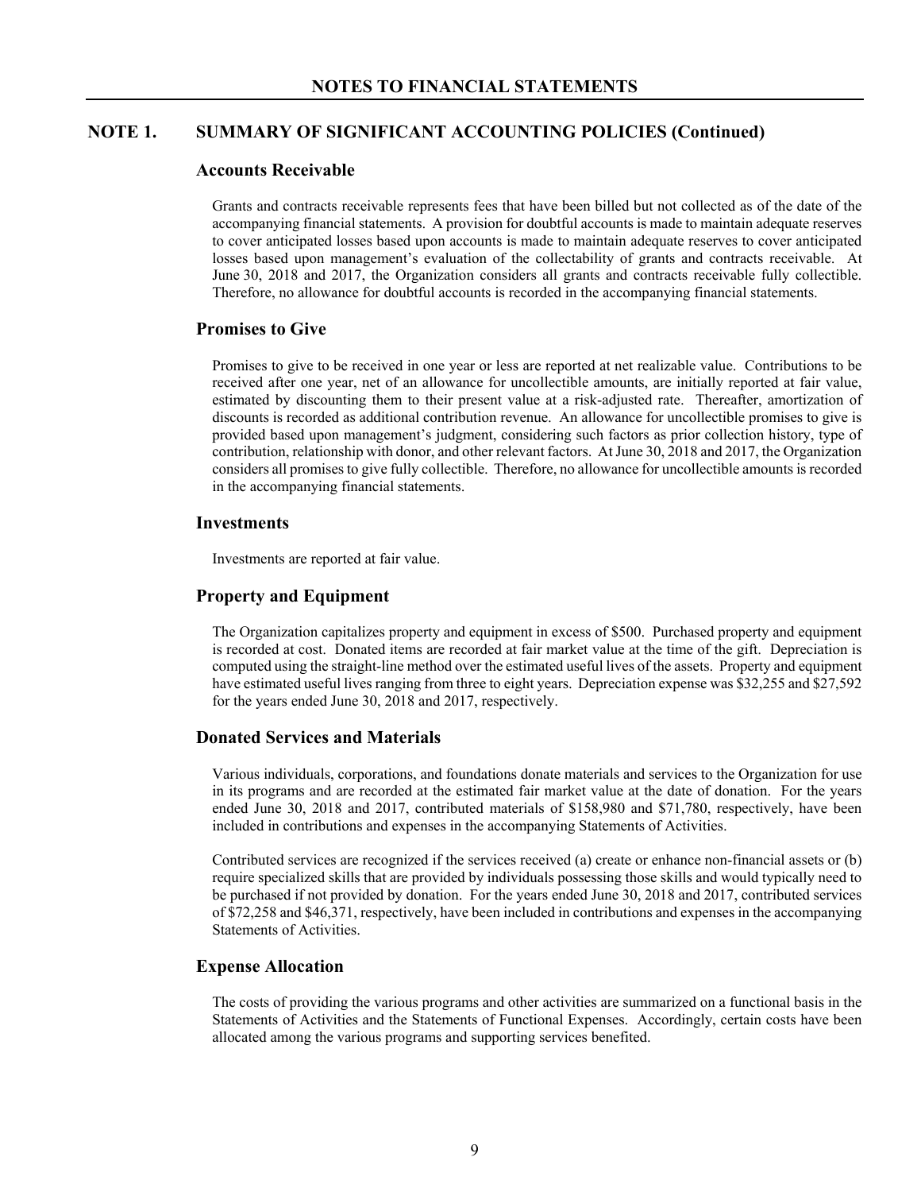## NOTES TO FINANCIAL STATEMENTS

## NOTE 1. SUMMARY OF SIGNIFICANT ACCOUNTING POLICIES (Continued)

### Accounts Receivable

Grants and contracts receivable represents fees that have been billed but not collected as of the date of the accompanying financial statements. A provision for doubtful accounts is made to maintain adequate reserves to cover anticipated losses based upon accounts is made to maintain adequate reserves to cover anticipated losses based upon management's evaluation of the collectability of grants and contracts receivable. At June 30, 2018 and 2017, the Organization considers all grants and contracts receivable fully collectible. Therefore, no allowance for doubtful accounts is recorded in the accompanying financial statements.

### Promises to Give

Promises to give to be received in one year or less are reported at net realizable value. Contributions to be received after one year, net of an allowance for uncollectible amounts, are initially reported at fair value, estimated by discounting them to their present value at a risk-adjusted rate. Thereafter, amortization of discounts is recorded as additional contribution revenue. An allowance for uncollectible promises to give is provided based upon management's judgment, considering such factors as prior collection history, type of contribution, relationship with donor, and other relevant factors. At June 30, 2018 and 2017, the Organization considers all promises to give fully collectible. Therefore, no allowance for uncollectible amounts is recorded in the accompanying financial statements.

### Investments

Investments are reported at fair value.

### Property and Equipment

The Organization capitalizes property and equipment in excess of $500. Purchased property and equipment is recorded at cost. Donated items are recorded at fair market value at the time of the gift. Depreciation is computed using the straight-line method over the estimated useful lives of the assets. Property and equipment have estimated useful lives ranging from three to eight years. Depreciation expense was $32,255 and $27,592 for the years ended June 30, 2018 and 2017, respectively.

### Donated Services and Materials

Various individuals, corporations, and foundations donate materials and services to the Organization for use in its programs and are recorded at the estimated fair market value at the date of donation. For the years ended June 30, 2018 and 2017, contributed materials of $158,980 and $71,780, respectively, have been included in contributions and expenses in the accompanying Statements of Activities.

Contributed services are recognized if the services received (a) create or enhance non-financial assets or (b) require specialized skills that are provided by individuals possessing those skills and would typically need to be purchased if not provided by donation. For the years ended June 30, 2018 and 2017, contributed services of $72,258 and $46,371, respectively, have been included in contributions and expenses in the accompanying Statements of Activities.

### Expense Allocation

The costs of providing the various programs and other activities are summarized on a functional basis in the Statements of Activities and the Statements of Functional Expenses. Accordingly, certain costs have been allocated among the various programs and supporting services benefited.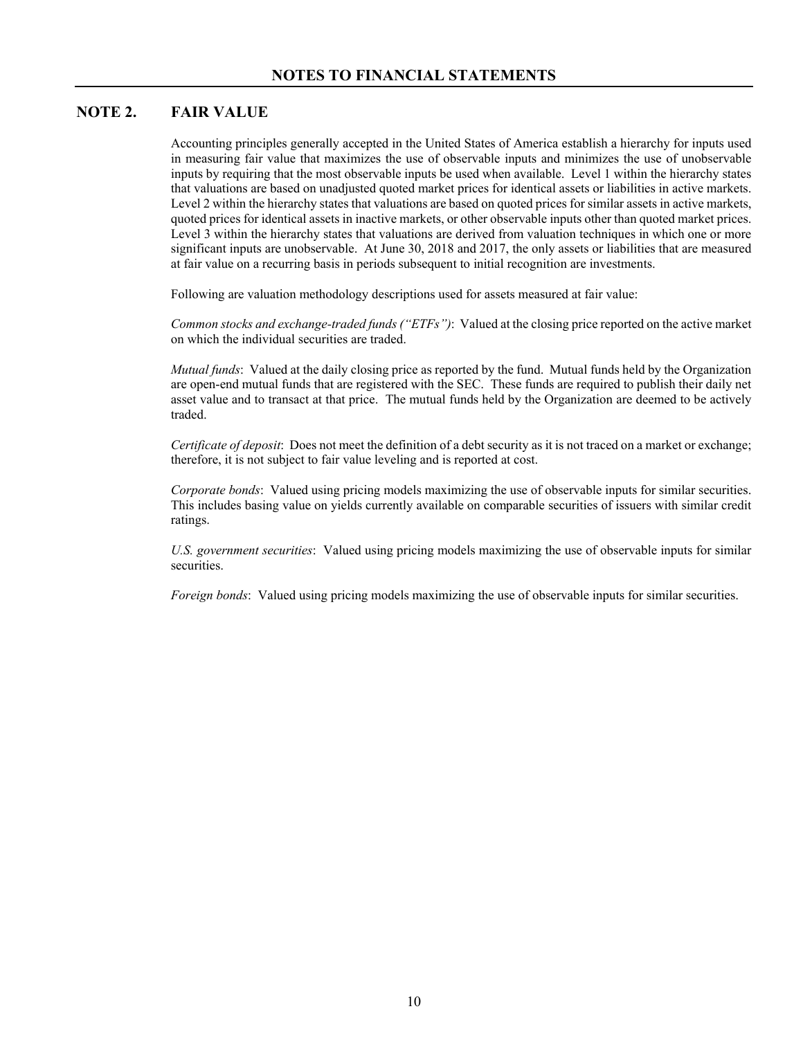# NOTES TO FINANCIAL STATEMENTS

## NOTE 2. FAIR VALUE

Accounting principles generally accepted in the United States of America establish a hierarchy for inputs used in measuring fair value that maximizes the use of observable inputs and minimizes the use of unobservable inputs by requiring that the most observable inputs be used when available. Level 1 within the hierarchy states that valuations are based on unadjusted quoted market prices for identical assets or liabilities in active markets. Level 2 within the hierarchy states that valuations are based on quoted prices for similar assets in active markets, quoted prices for identical assets in inactive markets, or other observable inputs other than quoted market prices. Level 3 within the hierarchy states that valuations are derived from valuation techniques in which one or more significant inputs are unobservable. At June 30, 2018 and 2017, the only assets or liabilities that are measured at fair value on a recurring basis in periods subsequent to initial recognition are investments.

Following are valuation methodology descriptions used for assets measured at fair value:

*Common stocks and exchange-traded funds ("ETFs")*: Valued at the closing price reported on the active market on which the individual securities are traded.

*Mutual funds*: Valued at the daily closing price as reported by the fund. Mutual funds held by the Organization are open-end mutual funds that are registered with the SEC. These funds are required to publish their daily net asset value and to transact at that price. The mutual funds held by the Organization are deemed to be actively traded.

*Certificate of deposit*: Does not meet the definition of a debt security as it is not traced on a market or exchange; therefore, it is not subject to fair value leveling and is reported at cost.

*Corporate bonds*: Valued using pricing models maximizing the use of observable inputs for similar securities. This includes basing value on yields currently available on comparable securities of issuers with similar credit ratings.

*U.S. government securities*: Valued using pricing models maximizing the use of observable inputs for similar securities.

*Foreign bonds*: Valued using pricing models maximizing the use of observable inputs for similar securities.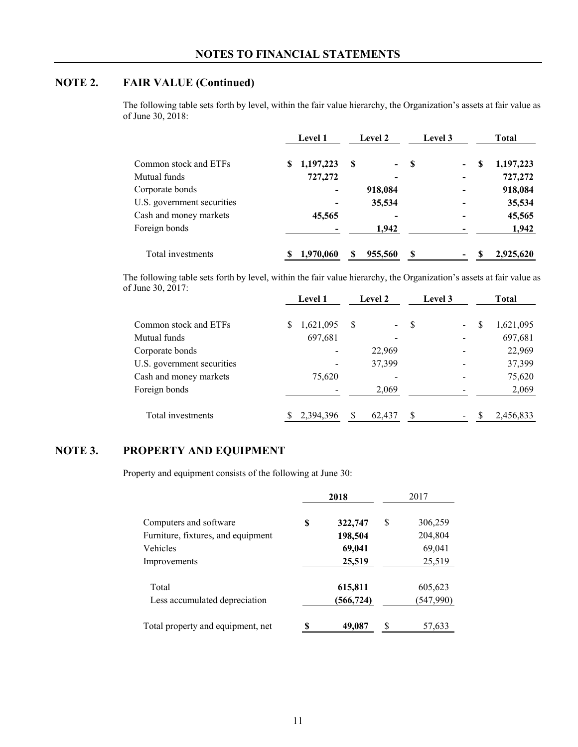# NOTES TO FINANCIAL STATEMENTS

## NOTE 2. FAIR VALUE (Continued)

The following table sets forth by level, within the fair value hierarchy, the Organization's assets at fair value as of June 30, 2018:

| | Level 1 | Level 2 | Level 3 | Total |
|---|---|---|---|---|
| Common stock and ETFs | **$ 1,197,223** | **$ -** | **$ -** | **$ 1,197,223** |
| Mutual funds | **727,272** | **-** | **-** | **727,272** |
| Corporate bonds | **-** | **918,084** | **-** | **918,084** |
| U.S. government securities | **-** | **35,534** | **-** | **35,534** |
| Cash and money markets | **45,565** | **-** | **-** | **45,565** |
| Foreign bonds | **-** | **1,942** | **-** | **1,942** |
| Total investments | **$ 1,970,060** | **$ 955,560** | **$ -** | **$ 2,925,620** |

The following table sets forth by level, within the fair value hierarchy, the Organization's assets at fair value as of June 30, 2017:

| | Level 1 | Level 2 | Level 3 | Total |
|---|---|---|---|---|
| Common stock and ETFs | $ 1,621,095 | $ - | $ - | $ 1,621,095 |
| Mutual funds | 697,681 | - | - | 697,681 |
| Corporate bonds | - | 22,969 | - | 22,969 |
| U.S. government securities | - | 37,399 | - | 37,399 |
| Cash and money markets | 75,620 | - | - | 75,620 |
| Foreign bonds | - | 2,069 | - | 2,069 |
| Total investments | $ 2,394,396 | $ 62,437 | $ - | $ 2,456,833 |

## NOTE 3. PROPERTY AND EQUIPMENT

Property and equipment consists of the following at June 30:

| | 2018 | 2017 |
|---|---|---|
| Computers and software | **$ 322,747** | $ 306,259 |
| Furniture, fixtures, and equipment | **198,504** | 204,804 |
| Vehicles | **69,041** | 69,041 |
| Improvements | **25,519** | 25,519 |
| Total | **615,811** | 605,623 |
| Less accumulated depreciation | **(566,724)** | (547,990) |
| Total property and equipment, net | **$ 49,087** | $ 57,633 |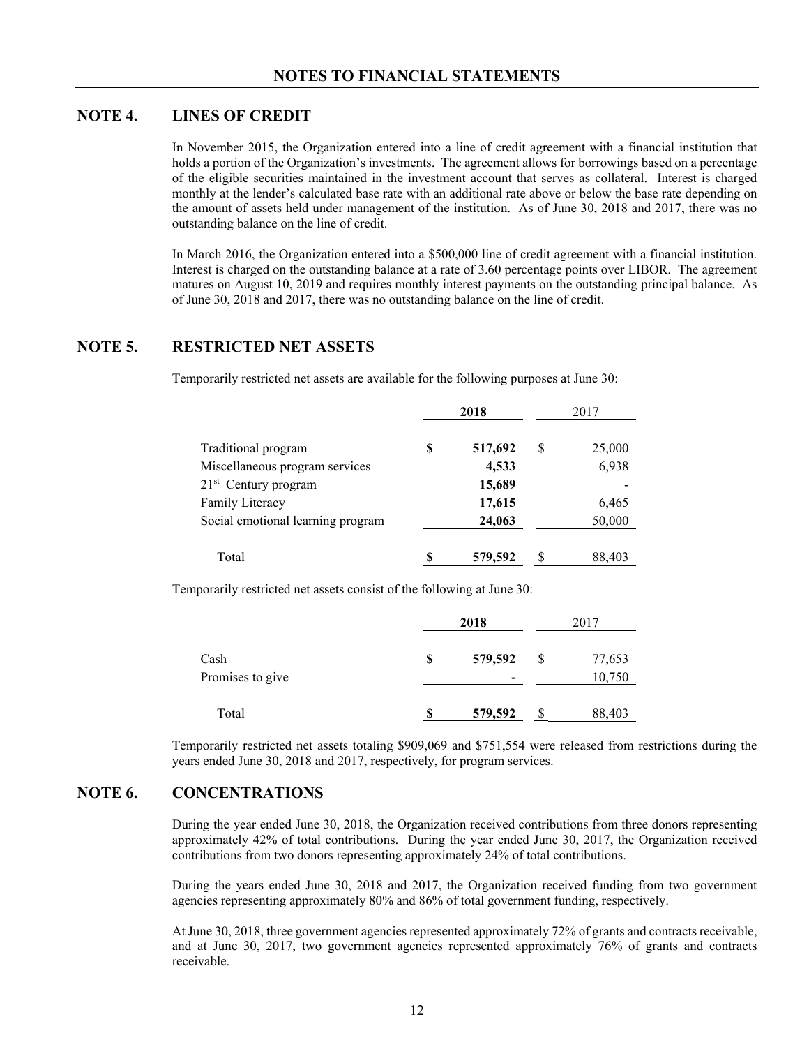# NOTES TO FINANCIAL STATEMENTS

## NOTE 4. LINES OF CREDIT

In November 2015, the Organization entered into a line of credit agreement with a financial institution that holds a portion of the Organization's investments. The agreement allows for borrowings based on a percentage of the eligible securities maintained in the investment account that serves as collateral. Interest is charged monthly at the lender's calculated base rate with an additional rate above or below the base rate depending on the amount of assets held under management of the institution. As of June 30, 2018 and 2017, there was no outstanding balance on the line of credit.

In March 2016, the Organization entered into a $500,000 line of credit agreement with a financial institution. Interest is charged on the outstanding balance at a rate of 3.60 percentage points over LIBOR. The agreement matures on August 10, 2019 and requires monthly interest payments on the outstanding principal balance. As of June 30, 2018 and 2017, there was no outstanding balance on the line of credit.

## NOTE 5. RESTRICTED NET ASSETS

Temporarily restricted net assets are available for the following purposes at June 30:

| | **2018** | 2017 |
|---|---|---|
| Traditional program | **$ 517,692** | $ 25,000 |
| Miscellaneous program services | **4,533** | 6,938 |
| 21st Century program | **15,689** | - |
| Family Literacy | **17,615** | 6,465 |
| Social emotional learning program | **24,063** | 50,000 |
| Total | **$ 579,592** | $ 88,403 |

Temporarily restricted net assets consist of the following at June 30:

| | **2018** | 2017 |
|---|---|---|
| Cash | **$ 579,592** | $ 77,653 |
| Promises to give | **-** | 10,750 |
| Total | **$ 579,592** | $ 88,403 |

Temporarily restricted net assets totaling $909,069 and $751,554 were released from restrictions during the years ended June 30, 2018 and 2017, respectively, for program services.

## NOTE 6. CONCENTRATIONS

During the year ended June 30, 2018, the Organization received contributions from three donors representing approximately 42% of total contributions. During the year ended June 30, 2017, the Organization received contributions from two donors representing approximately 24% of total contributions.

During the years ended June 30, 2018 and 2017, the Organization received funding from two government agencies representing approximately 80% and 86% of total government funding, respectively.

At June 30, 2018, three government agencies represented approximately 72% of grants and contracts receivable, and at June 30, 2017, two government agencies represented approximately 76% of grants and contracts receivable.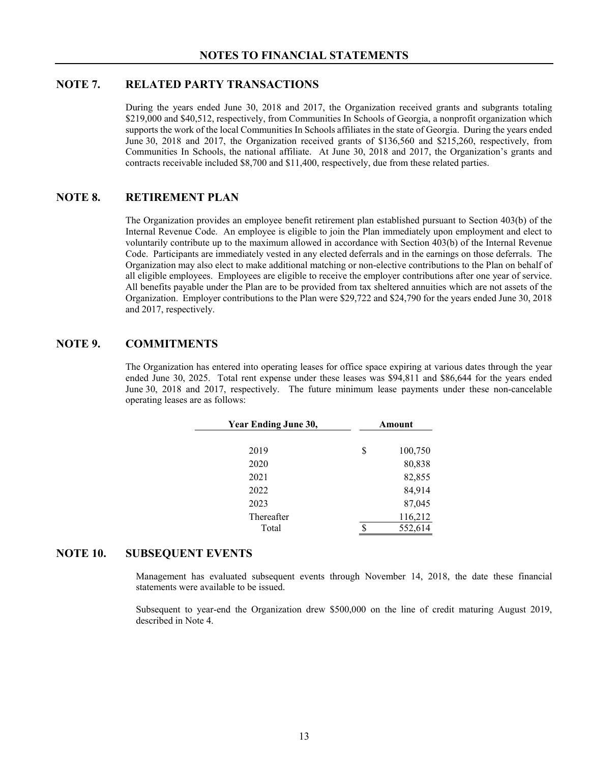## NOTES TO FINANCIAL STATEMENTS

## NOTE 7. RELATED PARTY TRANSACTIONS

During the years ended June 30, 2018 and 2017, the Organization received grants and subgrants totaling $219,000 and $40,512, respectively, from Communities In Schools of Georgia, a nonprofit organization which supports the work of the local Communities In Schools affiliates in the state of Georgia. During the years ended June 30, 2018 and 2017, the Organization received grants of $136,560 and $215,260, respectively, from Communities In Schools, the national affiliate. At June 30, 2018 and 2017, the Organization's grants and contracts receivable included $8,700 and $11,400, respectively, due from these related parties.

## NOTE 8. RETIREMENT PLAN

The Organization provides an employee benefit retirement plan established pursuant to Section 403(b) of the Internal Revenue Code. An employee is eligible to join the Plan immediately upon employment and elect to voluntarily contribute up to the maximum allowed in accordance with Section 403(b) of the Internal Revenue Code. Participants are immediately vested in any elected deferrals and in the earnings on those deferrals. The Organization may also elect to make additional matching or non-elective contributions to the Plan on behalf of all eligible employees. Employees are eligible to receive the employer contributions after one year of service. All benefits payable under the Plan are to be provided from tax sheltered annuities which are not assets of the Organization. Employer contributions to the Plan were $29,722 and $24,790 for the years ended June 30, 2018 and 2017, respectively.

## NOTE 9. COMMITMENTS

The Organization has entered into operating leases for office space expiring at various dates through the year ended June 30, 2025. Total rent expense under these leases was $94,811 and $86,644 for the years ended June 30, 2018 and 2017, respectively. The future minimum lease payments under these non-cancelable operating leases are as follows:

| Year Ending June 30, | Amount |
|---|---|
| 2019 | $ 100,750 |
| 2020 | 80,838 |
| 2021 | 82,855 |
| 2022 | 84,914 |
| 2023 | 87,045 |
| Thereafter | 116,212 |
| Total | $ 552,614 |

## NOTE 10. SUBSEQUENT EVENTS

Management has evaluated subsequent events through November 14, 2018, the date these financial statements were available to be issued.

Subsequent to year-end the Organization drew $500,000 on the line of credit maturing August 2019, described in Note 4.